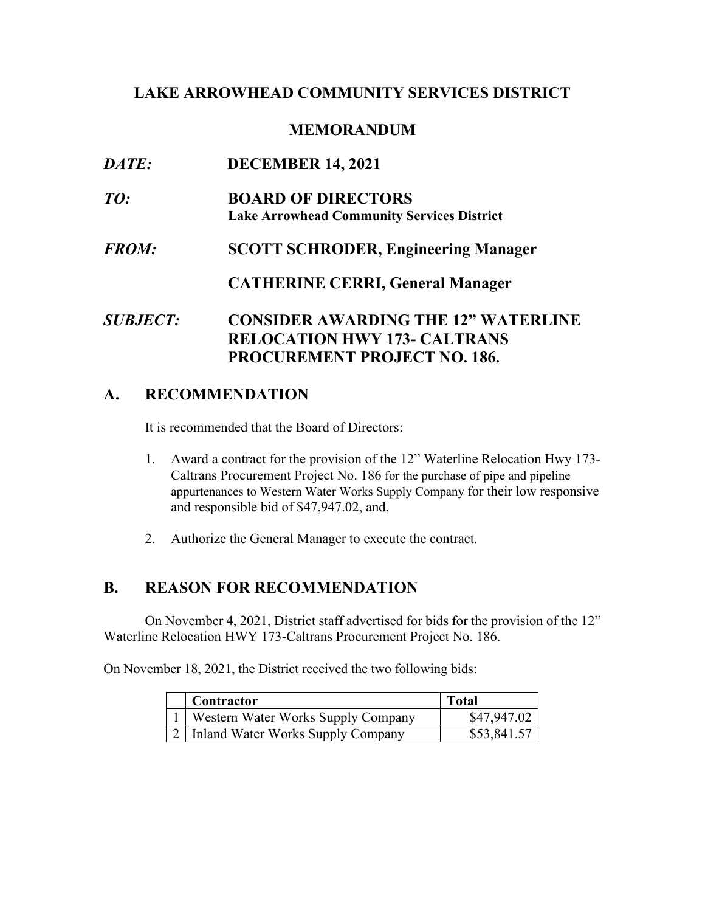# LAKE ARROWHEAD COMMUNITY SERVICES DISTRICT

## MEMORANDUM

***DATE:*** **DECEMBER 14, 2021**

***TO:*** **BOARD OF DIRECTORS**
**Lake Arrowhead Community Services District**

***FROM:*** **SCOTT SCHRODER, Engineering Manager**

**CATHERINE CERRI, General Manager**

***SUBJECT:*** **CONSIDER AWARDING THE 12" WATERLINE RELOCATION HWY 173- CALTRANS PROCUREMENT PROJECT NO. 186.**

## A. RECOMMENDATION

It is recommended that the Board of Directors:

1. Award a contract for the provision of the 12" Waterline Relocation Hwy 173-Caltrans Procurement Project No. 186 for the purchase of pipe and pipeline appurtenances to Western Water Works Supply Company for their low responsive and responsible bid of $47,947.02, and,

2. Authorize the General Manager to execute the contract.

## B. REASON FOR RECOMMENDATION

On November 4, 2021, District staff advertised for bids for the provision of the 12" Waterline Relocation HWY 173-Caltrans Procurement Project No. 186.

On November 18, 2021, the District received the two following bids:

| | Contractor | Total |
|---|---|---|
| 1 | Western Water Works Supply Company | $47,947.02 |
| 2 | Inland Water Works Supply Company | $53,841.57 |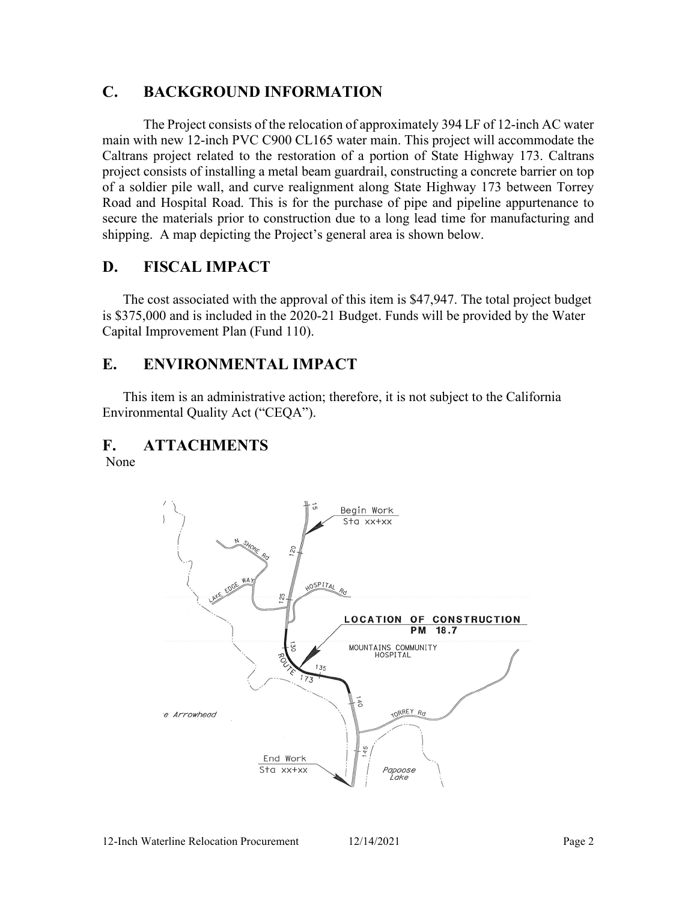## C. BACKGROUND INFORMATION

The Project consists of the relocation of approximately 394 LF of 12-inch AC water main with new 12-inch PVC C900 CL165 water main. This project will accommodate the Caltrans project related to the restoration of a portion of State Highway 173. Caltrans project consists of installing a metal beam guardrail, constructing a concrete barrier on top of a soldier pile wall, and curve realignment along State Highway 173 between Torrey Road and Hospital Road. This is for the purchase of pipe and pipeline appurtenance to secure the materials prior to construction due to a long lead time for manufacturing and shipping. A map depicting the Project's general area is shown below.

## D. FISCAL IMPACT

The cost associated with the approval of this item is $47,947. The total project budget is $375,000 and is included in the 2020-21 Budget. Funds will be provided by the Water Capital Improvement Plan (Fund 110).

## E. ENVIRONMENTAL IMPACT

This item is an administrative action; therefore, it is not subject to the California Environmental Quality Act ("CEQA").

## F. ATTACHMENTS

None

Begin Work
Sta xx+xx

N SHORE Rd

LAKE EDGE WAY

HOSPITAL Rd

LOCATION OF CONSTRUCTION
PM 18.7

MOUNTAINS COMMUNITY HOSPITAL

ROUTE 173

TORREY Rd

e Arrowhead

End Work
Sta xx+xx

Papoose Lake

15 120 125 130 135 140 145